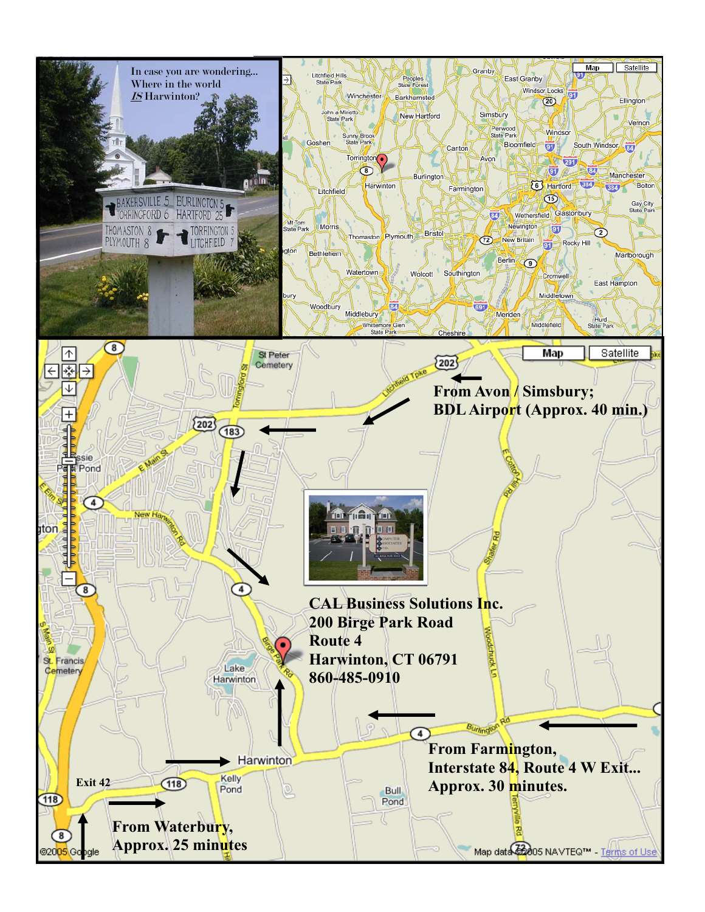In case you are wondering...
Where in the world
*IS* Harwinton?

From Avon / Simsbury;
BDL Airport (Approx. 40 min.)

**CAL Business Solutions Inc.**
**200 Birge Park Road**
**Route 4**
**Harwinton, CT 06791**
**860-485-0910**

**From Farmington,**
**Interstate 84, Route 4 W Exit...**
**Approx. 30 minutes.**

**Exit 42**

**From Waterbury,**
**Approx. 25 minutes**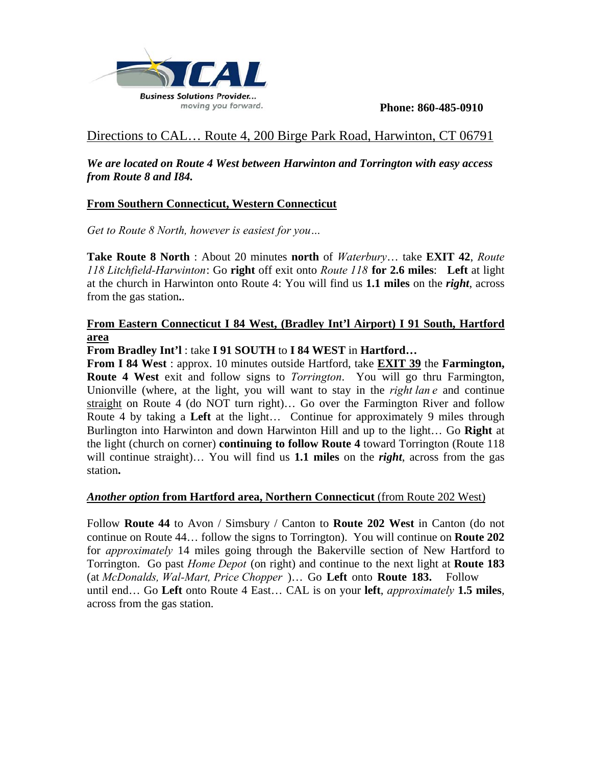CAL

Business Solutions Provider...
*moving you forward.*

**Phone: 860-485-0910**

Directions to CAL… Route 4, 200 Birge Park Road, Harwinton, CT 06791

***We are located on Route 4 West between Harwinton and Torrington with easy access from Route 8 and I84.***

**From Southern Connecticut, Western Connecticut**

*Get to Route 8 North, however is easiest for you…*

**Take Route 8 North** : About 20 minutes **north** of *Waterbury*… take **EXIT 42**, *Route 118 Litchfield-Harwinton*: Go **right** off exit onto *Route 118* **for 2.6 miles**: **Left** at light at the church in Harwinton onto Route 4: You will find us **1.1 miles** on the ***right***, across from the gas station**.**.

**From Eastern Connecticut I 84 West, (Bradley Int'l Airport) I 91 South, Hartford area**

**From Bradley Int'l** : take **I 91 SOUTH** to **I 84 WEST** in **Hartford…**
**From I 84 West** : approx. 10 minutes outside Hartford, take **EXIT 39** the **Farmington, Route 4 West** exit and follow signs to *Torrington*. You will go thru Farmington, Unionville (where, at the light, you will want to stay in the *right lan e* and continue straight on Route 4 (do NOT turn right)… Go over the Farmington River and follow Route 4 by taking a **Left** at the light… Continue for approximately 9 miles through Burlington into Harwinton and down Harwinton Hill and up to the light… Go **Right** at the light (church on corner) **continuing to follow Route 4** toward Torrington (Route 118 will continue straight)… You will find us **1.1 miles** on the ***right***, across from the gas station**.**

***Another option*** **from Hartford area, Northern Connecticut** (from Route 202 West)

Follow **Route 44** to Avon / Simsbury / Canton to **Route 202 West** in Canton (do not continue on Route 44… follow the signs to Torrington). You will continue on **Route 202** for *approximately* 14 miles going through the Bakerville section of New Hartford to Torrington. Go past *Home Depot* (on right) and continue to the next light at **Route 183** (at *McDonalds, Wal-Mart, Price Chopper* )… Go **Left** onto **Route 183.** Follow until end… Go **Left** onto Route 4 East… CAL is on your **left**, *approximately* **1.5 miles**, across from the gas station.